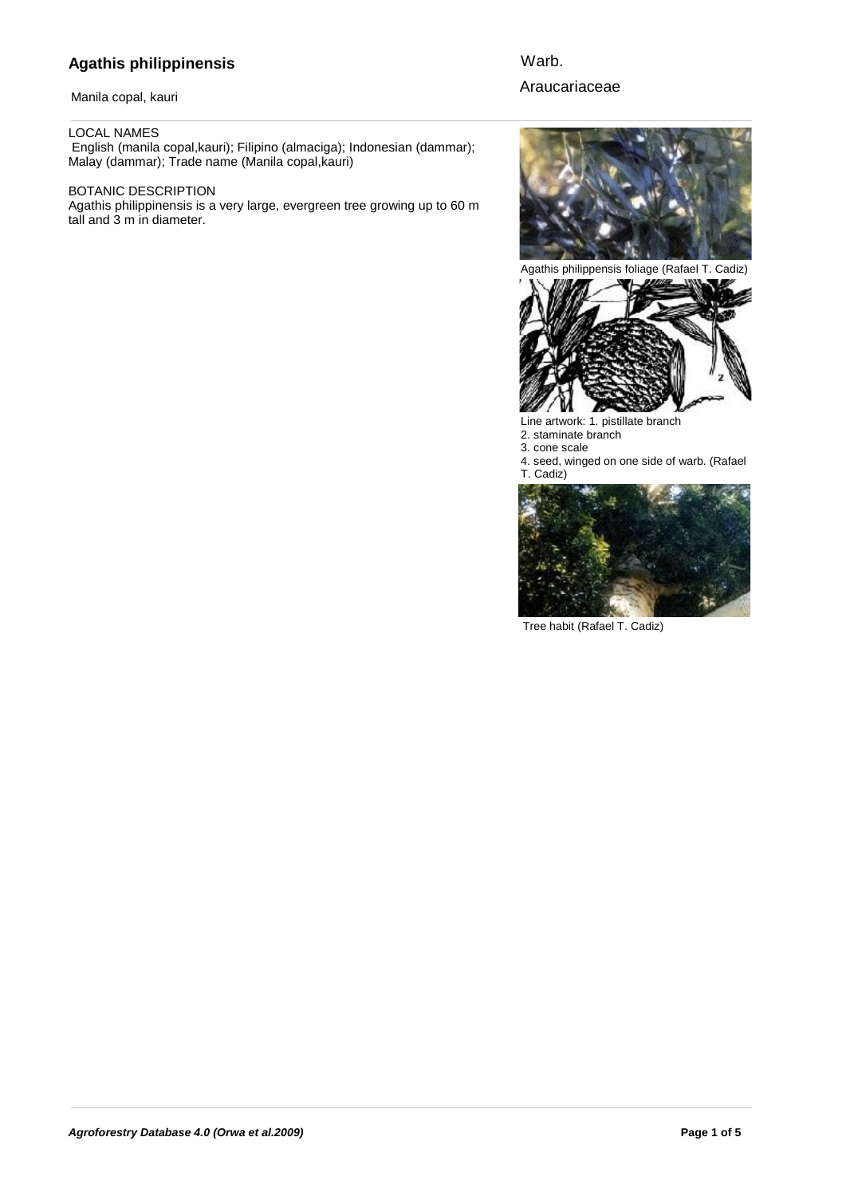# Agathis philippinensis

Warb.

Araucariaceae

Manila copal, kauri

LOCAL NAMES

English (manila copal,kauri); Filipino (almaciga); Indonesian (dammar); Malay (dammar); Trade name (Manila copal,kauri)

BOTANIC DESCRIPTION

Agathis philippinensis is a very large, evergreen tree growing up to 60 m tall and 3 m in diameter.

Agathis philippensis foliage (Rafael T. Cadiz)

Line artwork: 1. pistillate branch
2. staminate branch
3. cone scale
4. seed, winged on one side of warb. (Rafael T. Cadiz)

Tree habit (Rafael T. Cadiz)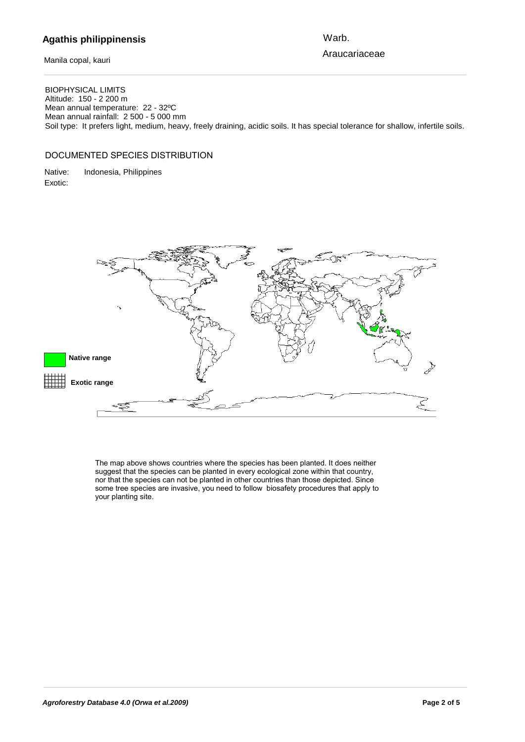## Agathis philippinensis

Warb.

Araucariaceae

Manila copal, kauri

BIOPHYSICAL LIMITS

Altitude: 150 - 2 200 m

Mean annual temperature: 22 - 32ºC

Mean annual rainfall: 2 500 - 5 000 mm

Soil type: It prefers light, medium, heavy, freely draining, acidic soils. It has special tolerance for shallow, infertile soils.

DOCUMENTED SPECIES DISTRIBUTION

Native: Indonesia, Philippines

Exotic:

**Native range**

**Exotic range**

The map above shows countries where the species has been planted. It does neither suggest that the species can be planted in every ecological zone within that country, nor that the species can not be planted in other countries than those depicted. Since some tree species are invasive, you need to follow biosafety procedures that apply to your planting site.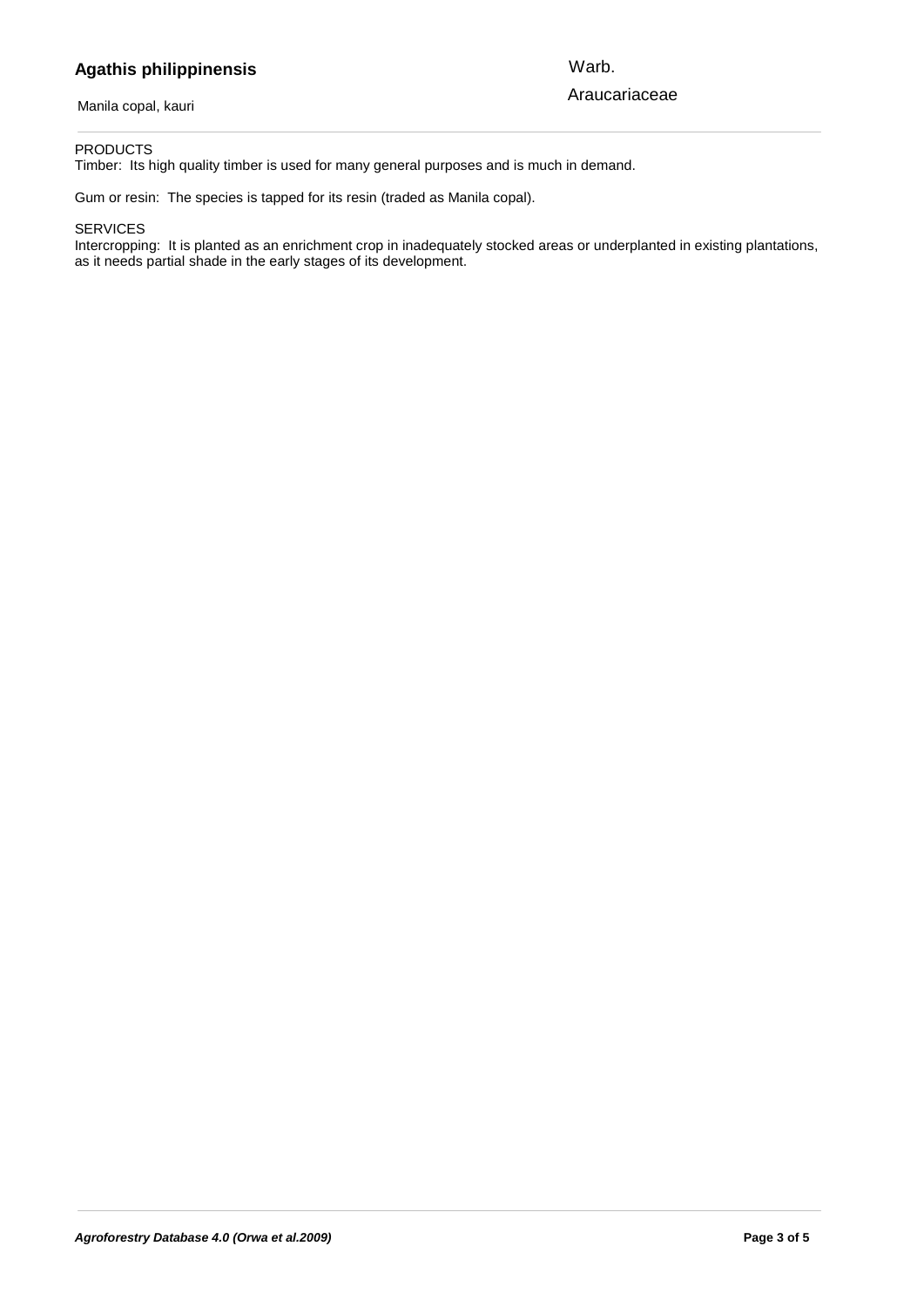**Agathis philippinensis** Warb.

Manila copal, kauri

Araucariaceae

PRODUCTS

Timber: Its high quality timber is used for many general purposes and is much in demand.

Gum or resin: The species is tapped for its resin (traded as Manila copal).

SERVICES

Intercropping: It is planted as an enrichment crop in inadequately stocked areas or underplanted in existing plantations, as it needs partial shade in the early stages of its development.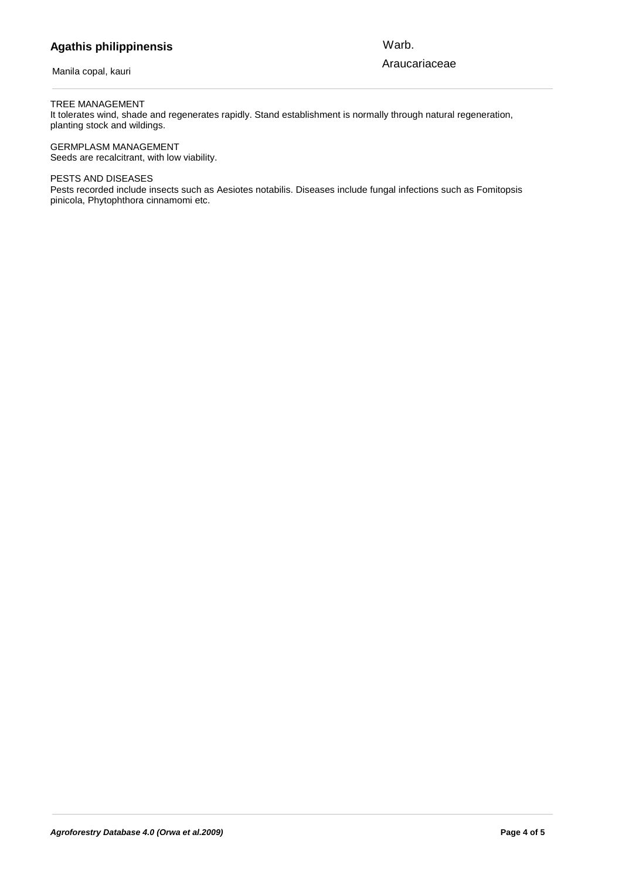TREE MANAGEMENT

It tolerates wind, shade and regenerates rapidly. Stand establishment is normally through natural regeneration, planting stock and wildings.

GERMPLASM MANAGEMENT

Seeds are recalcitrant, with low viability.

PESTS AND DISEASES

Pests recorded include insects such as Aesiotes notabilis. Diseases include fungal infections such as Fomitopsis pinicola, Phytophthora cinnamomi etc.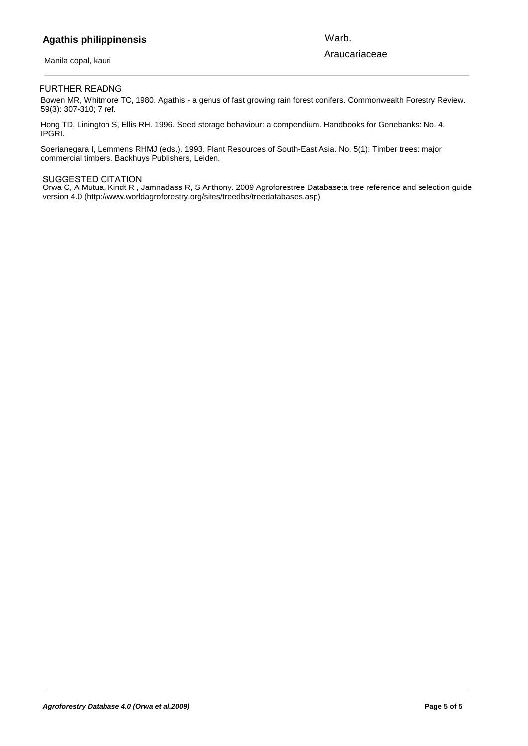## FURTHER READNG

Bowen MR, Whitmore TC, 1980. Agathis - a genus of fast growing rain forest conifers. Commonwealth Forestry Review. 59(3): 307-310; 7 ref.

Hong TD, Linington S, Ellis RH. 1996. Seed storage behaviour: a compendium. Handbooks for Genebanks: No. 4. IPGRI.

Soerianegara I, Lemmens RHMJ (eds.). 1993. Plant Resources of South-East Asia. No. 5(1): Timber trees: major commercial timbers. Backhuys Publishers, Leiden.

## SUGGESTED CITATION

Orwa C, A Mutua, Kindt R , Jamnadass R, S Anthony. 2009 Agroforestree Database:a tree reference and selection guide version 4.0 (http://www.worldagroforestry.org/sites/treedbs/treedatabases.asp)